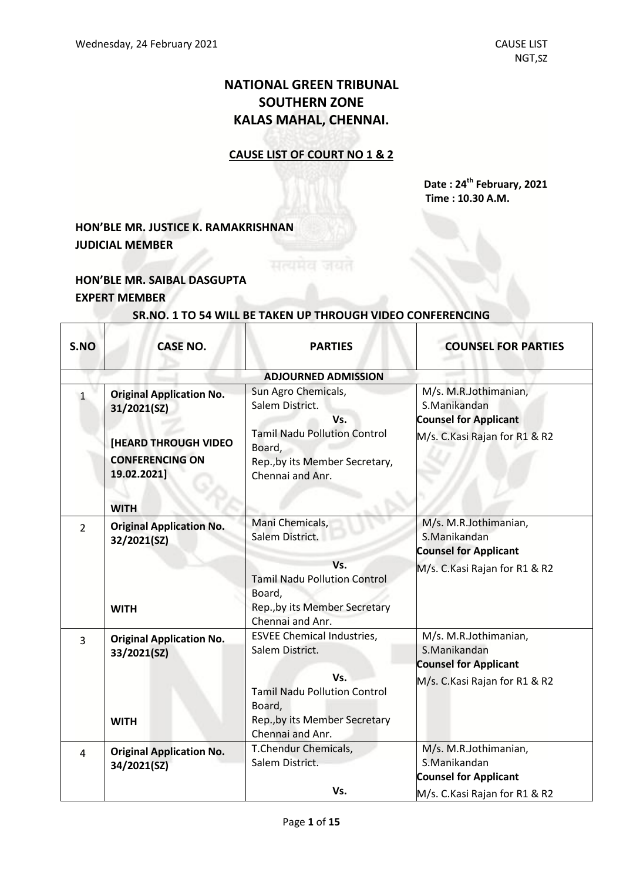# NATIONAL GREEN TRIBUNAL
# SOUTHERN ZONE
# KALAS MAHAL, CHENNAI.

**CAUSE LIST OF COURT NO 1 & 2**

**Date : 24[th] February, 2021**
**Time : 10.30 A.M.**

**HON'BLE MR. JUSTICE K. RAMAKRISHNAN**
**JUDICIAL MEMBER**

**HON'BLE MR. SAIBAL DASGUPTA**
**EXPERT MEMBER**

**SR.NO. 1 TO 54 WILL BE TAKEN UP THROUGH VIDEO CONFERENCING**

| S.NO | CASE NO. | PARTIES | COUNSEL FOR PARTIES |
|---|---|---|---|
| | | **ADJOURNED ADMISSION** | |
| 1 | **Original Application No. 31/2021(SZ)** **[HEARD THROUGH VIDEO CONFERENCING ON 19.02.2021]** **WITH** | Sun Agro Chemicals, Salem District. Vs. Tamil Nadu Pollution Control Board, Rep.,by its Member Secretary, Chennai and Anr. | M/s. M.R.Jothimanian, S.Manikandan **Counsel for Applicant** M/s. C.Kasi Rajan for R1 & R2 |
| 2 | **Original Application No. 32/2021(SZ)** **WITH** | Mani Chemicals, Salem District. Vs. Tamil Nadu Pollution Control Board, Rep.,by its Member Secretary Chennai and Anr. | M/s. M.R.Jothimanian, S.Manikandan **Counsel for Applicant** M/s. C.Kasi Rajan for R1 & R2 |
| 3 | **Original Application No. 33/2021(SZ)** **WITH** | ESVEE Chemical Industries, Salem District. Vs. Tamil Nadu Pollution Control Board, Rep.,by its Member Secretary Chennai and Anr. | M/s. M.R.Jothimanian, S.Manikandan **Counsel for Applicant** M/s. C.Kasi Rajan for R1 & R2 |
| 4 | **Original Application No. 34/2021(SZ)** | T.Chendur Chemicals, Salem District. Vs. | M/s. M.R.Jothimanian, S.Manikandan **Counsel for Applicant** M/s. C.Kasi Rajan for R1 & R2 |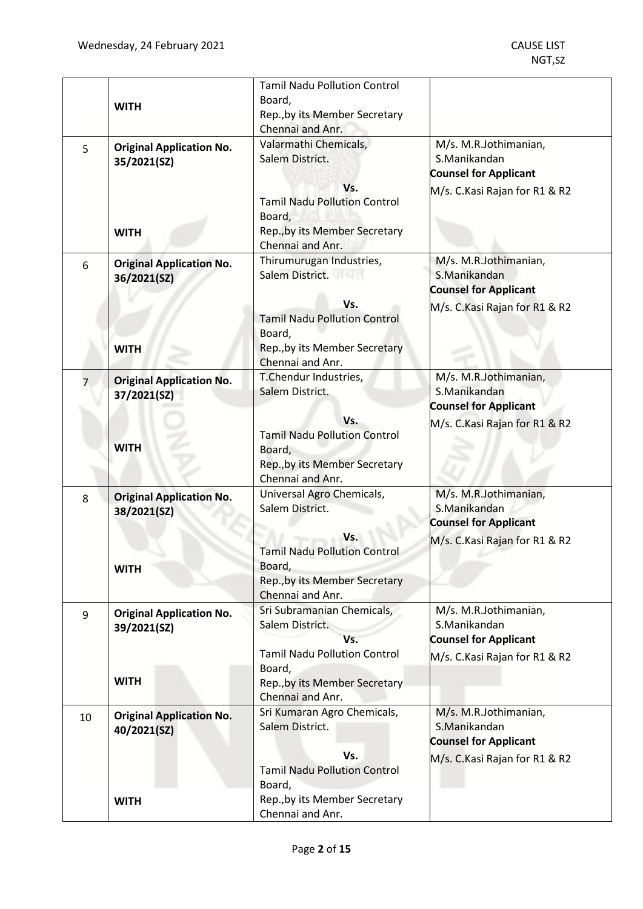| | | | |
|---|---|---|---|
| | **WITH** | Tamil Nadu Pollution Control Board,<br>Rep.,by its Member Secretary<br>Chennai and Anr. | |
| 5 | **Original Application No. 35/2021(SZ)**<br><br>**WITH** | Valarmathi Chemicals,<br>Salem District.<br>Vs.<br>Tamil Nadu Pollution Control Board,<br>Rep.,by its Member Secretary<br>Chennai and Anr. | M/s. M.R.Jothimanian, S.Manikandan<br>**Counsel for Applicant**<br>M/s. C.Kasi Rajan for R1 & R2 |
| 6 | **Original Application No. 36/2021(SZ)**<br><br>**WITH** | Thirumurugan Industries,<br>Salem District.<br>Vs.<br>Tamil Nadu Pollution Control Board,<br>Rep.,by its Member Secretary<br>Chennai and Anr. | M/s. M.R.Jothimanian, S.Manikandan<br>**Counsel for Applicant**<br>M/s. C.Kasi Rajan for R1 & R2 |
| 7 | **Original Application No. 37/2021(SZ)**<br><br>**WITH** | T.Chendur Industries,<br>Salem District.<br>Vs.<br>Tamil Nadu Pollution Control Board,<br>Rep.,by its Member Secretary<br>Chennai and Anr. | M/s. M.R.Jothimanian, S.Manikandan<br>**Counsel for Applicant**<br>M/s. C.Kasi Rajan for R1 & R2 |
| 8 | **Original Application No. 38/2021(SZ)**<br><br>**WITH** | Universal Agro Chemicals,<br>Salem District.<br>Vs.<br>Tamil Nadu Pollution Control Board,<br>Rep.,by its Member Secretary<br>Chennai and Anr. | M/s. M.R.Jothimanian, S.Manikandan<br>**Counsel for Applicant**<br>M/s. C.Kasi Rajan for R1 & R2 |
| 9 | **Original Application No. 39/2021(SZ)**<br><br>**WITH** | Sri Subramanian Chemicals,<br>Salem District.<br>Vs.<br>Tamil Nadu Pollution Control Board,<br>Rep.,by its Member Secretary<br>Chennai and Anr. | M/s. M.R.Jothimanian, S.Manikandan<br>**Counsel for Applicant**<br>M/s. C.Kasi Rajan for R1 & R2 |
| 10 | **Original Application No. 40/2021(SZ)**<br><br>**WITH** | Sri Kumaran Agro Chemicals,<br>Salem District.<br>Vs.<br>Tamil Nadu Pollution Control Board,<br>Rep.,by its Member Secretary<br>Chennai and Anr. | M/s. M.R.Jothimanian, S.Manikandan<br>**Counsel for Applicant**<br>M/s. C.Kasi Rajan for R1 & R2 |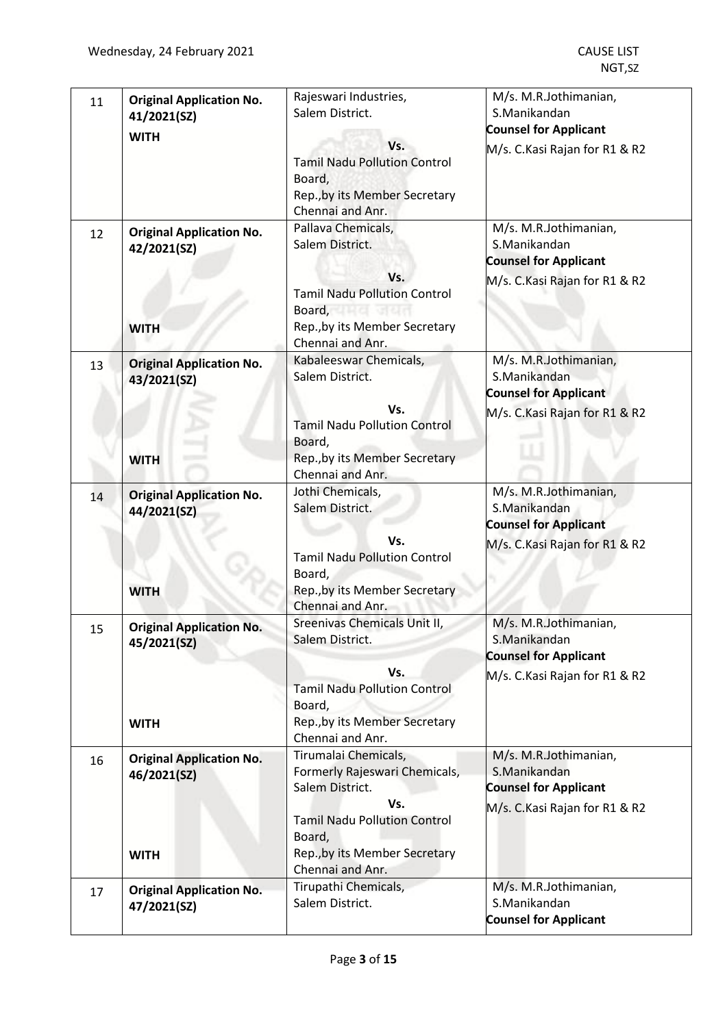| | | | |
|---|---|---|---|
| 11 | **Original Application No. 41/2021(SZ)**<br><br>**WITH** | Rajeswari Industries,<br>Salem District.<br><br>**Vs.**<br>Tamil Nadu Pollution Control Board,<br>Rep.,by its Member Secretary<br>Chennai and Anr. | M/s. M.R.Jothimanian,<br>S.Manikandan<br>**Counsel for Applicant**<br>M/s. C.Kasi Rajan for R1 & R2 |
| 12 | **Original Application No. 42/2021(SZ)**<br><br>**WITH** | Pallava Chemicals,<br>Salem District.<br><br>**Vs.**<br>Tamil Nadu Pollution Control Board,<br>Rep.,by its Member Secretary<br>Chennai and Anr. | M/s. M.R.Jothimanian,<br>S.Manikandan<br>**Counsel for Applicant**<br>M/s. C.Kasi Rajan for R1 & R2 |
| 13 | **Original Application No. 43/2021(SZ)**<br><br>**WITH** | Kabaleeswar Chemicals,<br>Salem District.<br><br>**Vs.**<br>Tamil Nadu Pollution Control Board,<br>Rep.,by its Member Secretary<br>Chennai and Anr. | M/s. M.R.Jothimanian,<br>S.Manikandan<br>**Counsel for Applicant**<br>M/s. C.Kasi Rajan for R1 & R2 |
| 14 | **Original Application No. 44/2021(SZ)**<br><br>**WITH** | Jothi Chemicals,<br>Salem District.<br><br>**Vs.**<br>Tamil Nadu Pollution Control Board,<br>Rep.,by its Member Secretary<br>Chennai and Anr. | M/s. M.R.Jothimanian,<br>S.Manikandan<br>**Counsel for Applicant**<br>M/s. C.Kasi Rajan for R1 & R2 |
| 15 | **Original Application No. 45/2021(SZ)**<br><br>**WITH** | Sreenivas Chemicals Unit II,<br>Salem District.<br><br>**Vs.**<br>Tamil Nadu Pollution Control Board,<br>Rep.,by its Member Secretary<br>Chennai and Anr. | M/s. M.R.Jothimanian,<br>S.Manikandan<br>**Counsel for Applicant**<br>M/s. C.Kasi Rajan for R1 & R2 |
| 16 | **Original Application No. 46/2021(SZ)**<br><br>**WITH** | Tirumalai Chemicals,<br>Formerly Rajeswari Chemicals,<br>Salem District.<br>**Vs.**<br>Tamil Nadu Pollution Control Board,<br>Rep.,by its Member Secretary<br>Chennai and Anr. | M/s. M.R.Jothimanian,<br>S.Manikandan<br>**Counsel for Applicant**<br>M/s. C.Kasi Rajan for R1 & R2 |
| 17 | **Original Application No. 47/2021(SZ)** | Tirupathi Chemicals,<br>Salem District. | M/s. M.R.Jothimanian,<br>S.Manikandan<br>**Counsel for Applicant** |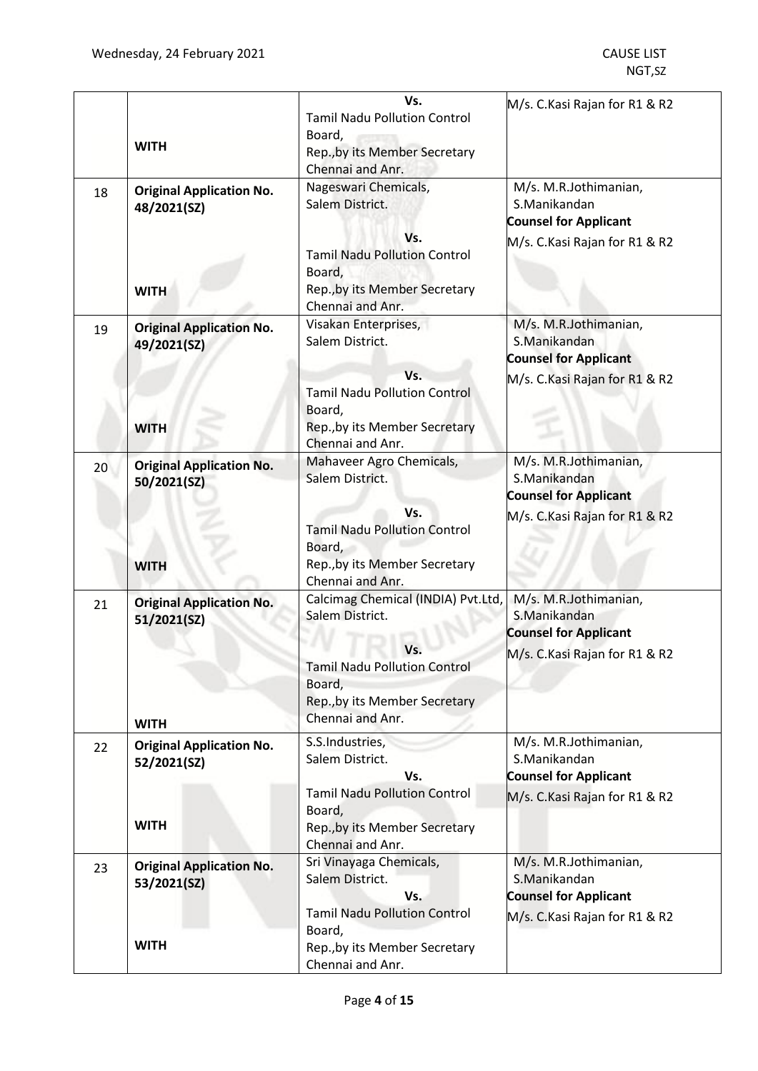| | | | |
|---|---|---|---|
| | **WITH** | Vs.<br>Tamil Nadu Pollution Control Board,<br>Rep.,by its Member Secretary Chennai and Anr. | M/s. C.Kasi Rajan for R1 & R2 |
| 18 | **Original Application No. 48/2021(SZ)**<br><br>**WITH** | Nageswari Chemicals,<br>Salem District.<br>Vs.<br>Tamil Nadu Pollution Control Board,<br>Rep.,by its Member Secretary Chennai and Anr. | M/s. M.R.Jothimanian, S.Manikandan<br>**Counsel for Applicant**<br>M/s. C.Kasi Rajan for R1 & R2 |
| 19 | **Original Application No. 49/2021(SZ)**<br><br>**WITH** | Visakan Enterprises,<br>Salem District.<br>Vs.<br>Tamil Nadu Pollution Control Board,<br>Rep.,by its Member Secretary Chennai and Anr. | M/s. M.R.Jothimanian, S.Manikandan<br>**Counsel for Applicant**<br>M/s. C.Kasi Rajan for R1 & R2 |
| 20 | **Original Application No. 50/2021(SZ)**<br><br>**WITH** | Mahaveer Agro Chemicals,<br>Salem District.<br>Vs.<br>Tamil Nadu Pollution Control Board,<br>Rep.,by its Member Secretary Chennai and Anr. | M/s. M.R.Jothimanian, S.Manikandan<br>**Counsel for Applicant**<br>M/s. C.Kasi Rajan for R1 & R2 |
| 21 | **Original Application No. 51/2021(SZ)**<br><br>**WITH** | Calcimag Chemical (INDIA) Pvt.Ltd,<br>Salem District.<br>Vs.<br>Tamil Nadu Pollution Control Board,<br>Rep.,by its Member Secretary Chennai and Anr. | M/s. M.R.Jothimanian, S.Manikandan<br>**Counsel for Applicant**<br>M/s. C.Kasi Rajan for R1 & R2 |
| 22 | **Original Application No. 52/2021(SZ)**<br><br>**WITH** | S.S.Industries,<br>Salem District.<br>Vs.<br>Tamil Nadu Pollution Control Board,<br>Rep.,by its Member Secretary Chennai and Anr. | M/s. M.R.Jothimanian, S.Manikandan<br>**Counsel for Applicant**<br>M/s. C.Kasi Rajan for R1 & R2 |
| 23 | **Original Application No. 53/2021(SZ)**<br><br>**WITH** | Sri Vinayaga Chemicals,<br>Salem District.<br>Vs.<br>Tamil Nadu Pollution Control Board,<br>Rep.,by its Member Secretary Chennai and Anr. | M/s. M.R.Jothimanian, S.Manikandan<br>**Counsel for Applicant**<br>M/s. C.Kasi Rajan for R1 & R2 |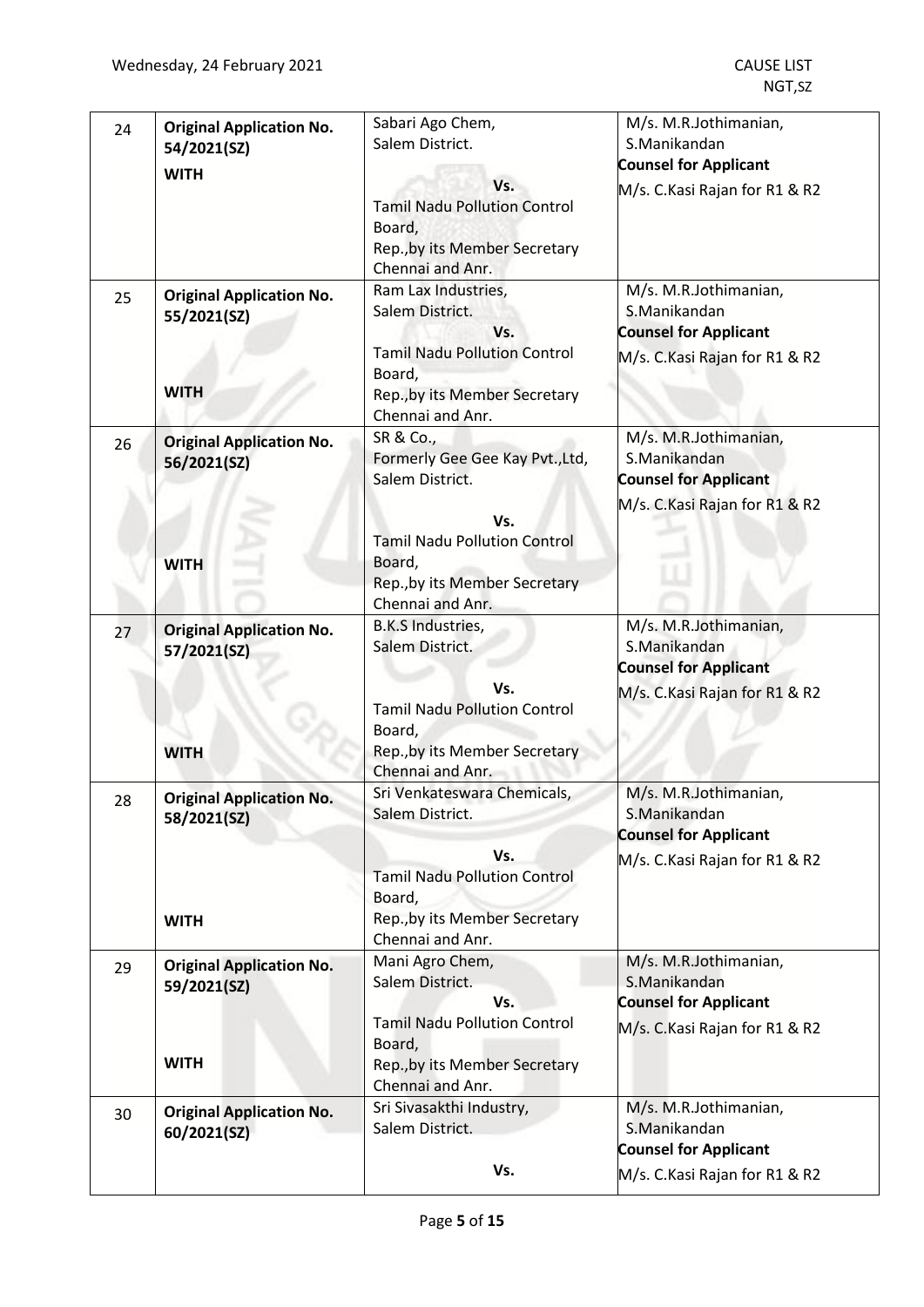| 24 | **Original Application No. 54/2021(SZ)**<br><br>**WITH** | Sabari Ago Chem,<br>Salem District.<br><br>**Vs.**<br>Tamil Nadu Pollution Control Board,<br>Rep.,by its Member Secretary<br>Chennai and Anr. | M/s. M.R.Jothimanian,<br>S.Manikandan<br>**Counsel for Applicant**<br>M/s. C.Kasi Rajan for R1 & R2 |
|---|---|---|---|
| 25 | **Original Application No. 55/2021(SZ)**<br><br>**WITH** | Ram Lax Industries,<br>Salem District.<br>**Vs.**<br>Tamil Nadu Pollution Control Board,<br>Rep.,by its Member Secretary<br>Chennai and Anr. | M/s. M.R.Jothimanian,<br>S.Manikandan<br>**Counsel for Applicant**<br>M/s. C.Kasi Rajan for R1 & R2 |
| 26 | **Original Application No. 56/2021(SZ)**<br><br>**WITH** | SR & Co.,<br>Formerly Gee Gee Kay Pvt.,Ltd,<br>Salem District.<br><br>**Vs.**<br>Tamil Nadu Pollution Control Board,<br>Rep.,by its Member Secretary<br>Chennai and Anr. | M/s. M.R.Jothimanian,<br>S.Manikandan<br>**Counsel for Applicant**<br>M/s. C.Kasi Rajan for R1 & R2 |
| 27 | **Original Application No. 57/2021(SZ)**<br><br>**WITH** | B.K.S Industries,<br>Salem District.<br><br>**Vs.**<br>Tamil Nadu Pollution Control Board,<br>Rep.,by its Member Secretary<br>Chennai and Anr. | M/s. M.R.Jothimanian,<br>S.Manikandan<br>**Counsel for Applicant**<br>M/s. C.Kasi Rajan for R1 & R2 |
| 28 | **Original Application No. 58/2021(SZ)**<br><br>**WITH** | Sri Venkateswara Chemicals,<br>Salem District.<br><br>**Vs.**<br>Tamil Nadu Pollution Control Board,<br>Rep.,by its Member Secretary<br>Chennai and Anr. | M/s. M.R.Jothimanian,<br>S.Manikandan<br>**Counsel for Applicant**<br>M/s. C.Kasi Rajan for R1 & R2 |
| 29 | **Original Application No. 59/2021(SZ)**<br><br>**WITH** | Mani Agro Chem,<br>Salem District.<br>**Vs.**<br>Tamil Nadu Pollution Control Board,<br>Rep.,by its Member Secretary<br>Chennai and Anr. | M/s. M.R.Jothimanian,<br>S.Manikandan<br>**Counsel for Applicant**<br>M/s. C.Kasi Rajan for R1 & R2 |
| 30 | **Original Application No. 60/2021(SZ)** | Sri Sivasakthi Industry,<br>Salem District.<br><br>**Vs.** | M/s. M.R.Jothimanian,<br>S.Manikandan<br>**Counsel for Applicant**<br>M/s. C.Kasi Rajan for R1 & R2 |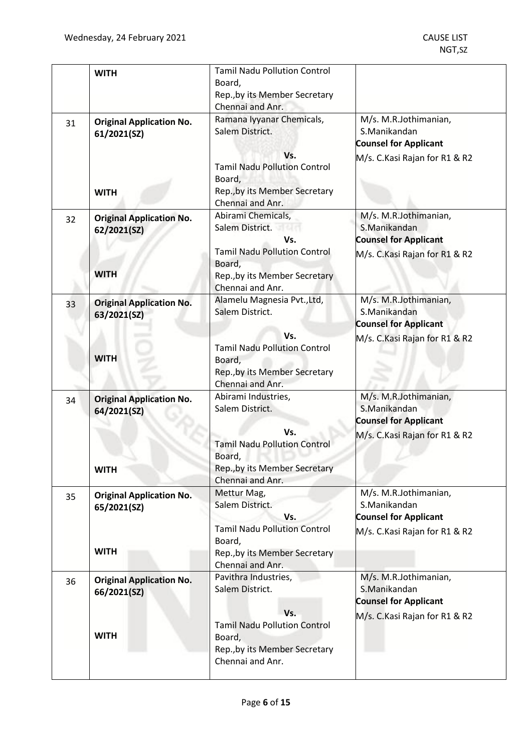| | | | |
|---|---|---|---|
| | **WITH** | Tamil Nadu Pollution Control Board,<br>Rep.,by its Member Secretary<br>Chennai and Anr. | |
| 31 | **Original Application No. 61/2021(SZ)**<br><br>**WITH** | Ramana Iyyanar Chemicals,<br>Salem District.<br>**Vs.**<br>Tamil Nadu Pollution Control Board,<br>Rep.,by its Member Secretary<br>Chennai and Anr. | M/s. M.R.Jothimanian,<br>S.Manikandan<br>**Counsel for Applicant**<br>M/s. C.Kasi Rajan for R1 & R2 |
| 32 | **Original Application No. 62/2021(SZ)**<br><br>**WITH** | Abirami Chemicals,<br>Salem District.<br>**Vs.**<br>Tamil Nadu Pollution Control Board,<br>Rep.,by its Member Secretary<br>Chennai and Anr. | M/s. M.R.Jothimanian,<br>S.Manikandan<br>**Counsel for Applicant**<br>M/s. C.Kasi Rajan for R1 & R2 |
| 33 | **Original Application No. 63/2021(SZ)**<br><br>**WITH** | Alamelu Magnesia Pvt.,Ltd,<br>Salem District.<br>**Vs.**<br>Tamil Nadu Pollution Control Board,<br>Rep.,by its Member Secretary<br>Chennai and Anr. | M/s. M.R.Jothimanian,<br>S.Manikandan<br>**Counsel for Applicant**<br>M/s. C.Kasi Rajan for R1 & R2 |
| 34 | **Original Application No. 64/2021(SZ)**<br><br>**WITH** | Abirami Industries,<br>Salem District.<br>**Vs.**<br>Tamil Nadu Pollution Control Board,<br>Rep.,by its Member Secretary<br>Chennai and Anr. | M/s. M.R.Jothimanian,<br>S.Manikandan<br>**Counsel for Applicant**<br>M/s. C.Kasi Rajan for R1 & R2 |
| 35 | **Original Application No. 65/2021(SZ)**<br><br>**WITH** | Mettur Mag,<br>Salem District.<br>**Vs.**<br>Tamil Nadu Pollution Control Board,<br>Rep.,by its Member Secretary<br>Chennai and Anr. | M/s. M.R.Jothimanian,<br>S.Manikandan<br>**Counsel for Applicant**<br>M/s. C.Kasi Rajan for R1 & R2 |
| 36 | **Original Application No. 66/2021(SZ)**<br><br>**WITH** | Pavithra Industries,<br>Salem District.<br>**Vs.**<br>Tamil Nadu Pollution Control Board,<br>Rep.,by its Member Secretary<br>Chennai and Anr. | M/s. M.R.Jothimanian,<br>S.Manikandan<br>**Counsel for Applicant**<br>M/s. C.Kasi Rajan for R1 & R2 |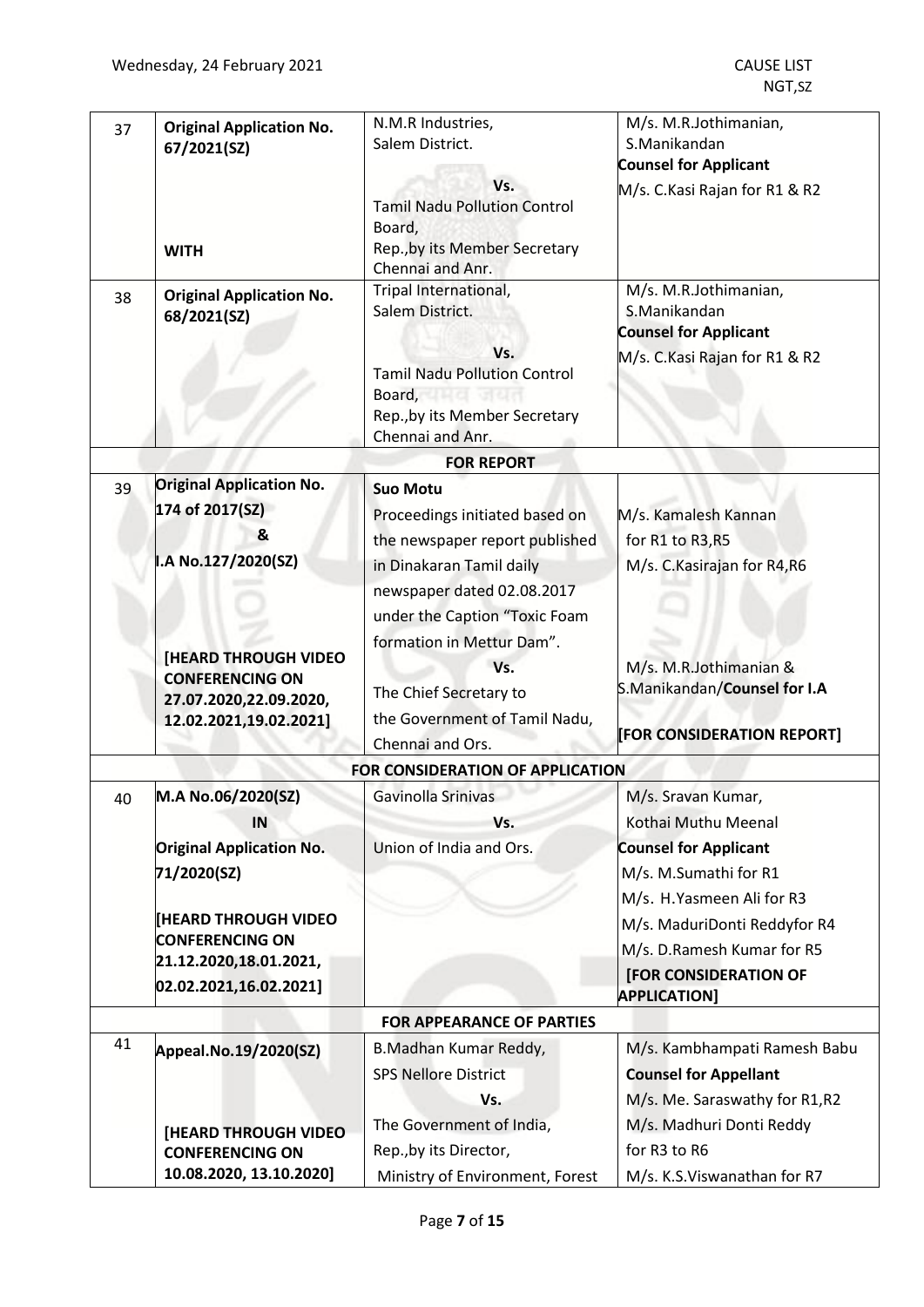| | | | |
|---|---|---|---|
| 37 | **Original Application No. 67/2021(SZ)**<br><br>**WITH** | N.M.R Industries,<br>Salem District.<br>**Vs.**<br>Tamil Nadu Pollution Control Board,<br>Rep.,by its Member Secretary<br>Chennai and Anr. | M/s. M.R.Jothimanian,<br>S.Manikandan<br>**Counsel for Applicant**<br>M/s. C.Kasi Rajan for R1 & R2 |
| 38 | **Original Application No. 68/2021(SZ)** | Tripal International,<br>Salem District.<br>**Vs.**<br>Tamil Nadu Pollution Control Board,<br>Rep.,by its Member Secretary<br>Chennai and Anr. | M/s. M.R.Jothimanian,<br>S.Manikandan<br>**Counsel for Applicant**<br>M/s. C.Kasi Rajan for R1 & R2 |
| | | **FOR REPORT** | |
| 39 | **Original Application No. 174 of 2017(SZ)**<br>**&**<br>**I.A No.127/2020(SZ)**<br><br>**[HEARD THROUGH VIDEO CONFERENCING ON 27.07.2020,22.09.2020, 12.02.2021,19.02.2021]** | **Suo Motu**<br>Proceedings initiated based on the newspaper report published in Dinakaran Tamil daily newspaper dated 02.08.2017 under the Caption "Toxic Foam formation in Mettur Dam".<br>**Vs.**<br>The Chief Secretary to the Government of Tamil Nadu, Chennai and Ors. | M/s. Kamalesh Kannan for R1 to R3,R5<br>M/s. C.Kasirajan for R4,R6<br><br>M/s. M.R.Jothimanian & S.Manikandan/**Counsel for I.A**<br><br>**[FOR CONSIDERATION REPORT]** |
| | | **FOR CONSIDERATION OF APPLICATION** | |
| 40 | **M.A No.06/2020(SZ)**<br>**IN**<br>**Original Application No. 71/2020(SZ)**<br><br>**[HEARD THROUGH VIDEO CONFERENCING ON 21.12.2020,18.01.2021, 02.02.2021,16.02.2021]** | Gavinolla Srinivas<br>**Vs.**<br>Union of India and Ors. | M/s. Sravan Kumar,<br>Kothai Muthu Meenal<br>**Counsel for Applicant**<br>M/s. M.Sumathi for R1<br>M/s. H.Yasmeen Ali for R3<br>M/s. MaduriDonti Reddyfor R4<br>M/s. D.Ramesh Kumar for R5<br>**[FOR CONSIDERATION OF APPLICATION]** |
| | | **FOR APPEARANCE OF PARTIES** | |
| 41 | **Appeal.No.19/2020(SZ)**<br><br>**[HEARD THROUGH VIDEO CONFERENCING ON 10.08.2020, 13.10.2020]** | B.Madhan Kumar Reddy,<br>SPS Nellore District<br>**Vs.**<br>The Government of India,<br>Rep.,by its Director,<br>Ministry of Environment, Forest | M/s. Kambhampati Ramesh Babu<br>**Counsel for Appellant**<br>M/s. Me. Saraswathy for R1,R2<br>M/s. Madhuri Donti Reddy for R3 to R6<br>M/s. K.S.Viswanathan for R7 |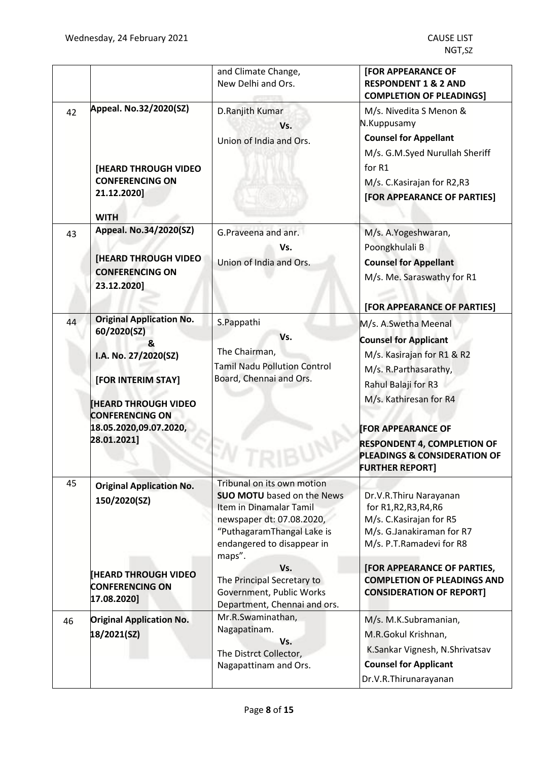| | | | |
|---|---|---|---|
| | | and Climate Change, New Delhi and Ors. | **[FOR APPEARANCE OF RESPONDENT 1 & 2 AND COMPLETION OF PLEADINGS]** |
| 42 | **Appeal. No.32/2020(SZ)**<br><br>**[HEARD THROUGH VIDEO CONFERENCING ON 21.12.2020]**<br><br>**WITH** | D.Ranjith Kumar<br>**Vs.**<br>Union of India and Ors. | M/s. Nivedita S Menon & N.Kuppusamy<br>**Counsel for Appellant**<br>M/s. G.M.Syed Nurullah Sheriff for R1<br>M/s. C.Kasirajan for R2,R3<br>**[FOR APPEARANCE OF PARTIES]** |
| 43 | **Appeal. No.34/2020(SZ)**<br><br>**[HEARD THROUGH VIDEO CONFERENCING ON 23.12.2020]** | G.Praveena and anr.<br>**Vs.**<br>Union of India and Ors. | M/s. A.Yogeshwaran, Poongkhulali B<br>**Counsel for Appellant**<br>M/s. Me. Saraswathy for R1<br><br>**[FOR APPEARANCE OF PARTIES]** |
| 44 | **Original Application No. 60/2020(SZ)**<br>**&**<br>**I.A. No. 27/2020(SZ)**<br><br>**[FOR INTERIM STAY]**<br><br>**[HEARD THROUGH VIDEO CONFERENCING ON 18.05.2020,09.07.2020, 28.01.2021]** | S.Pappathi<br>**Vs.**<br>The Chairman,<br>Tamil Nadu Pollution Control Board, Chennai and Ors. | M/s. A.Swetha Meenal<br>**Counsel for Applicant**<br>M/s. Kasirajan for R1 & R2<br>M/s. R.Parthasarathy, Rahul Balaji for R3<br>M/s. Kathiresan for R4<br><br>**[FOR APPEARANCE OF RESPONDENT 4, COMPLETION OF PLEADINGS & CONSIDERATION OF FURTHER REPORT]** |
| 45 | **Original Application No. 150/2020(SZ)**<br><br>**[HEARD THROUGH VIDEO CONFERENCING ON 17.08.2020]** | Tribunal on its own motion **SUO MOTU** based on the News Item in Dinamalar Tamil newspaper dt: 07.08.2020, "PuthagaramThangal Lake is endangered to disappear in maps".<br>**Vs.**<br>The Principal Secretary to Government, Public Works Department, Chennai and ors. | Dr.V.R.Thiru Narayanan for R1,R2,R3,R4,R6<br>M/s. C.Kasirajan for R5<br>M/s. G.Janakiraman for R7<br>M/s. P.T.Ramadevi for R8<br><br>**[FOR APPEARANCE OF PARTIES, COMPLETION OF PLEADINGS AND CONSIDERATION OF REPORT]** |
| 46 | **Original Application No. 18/2021(SZ)** | Mr.R.Swaminathan, Nagapatinam.<br>**Vs.**<br>The Distrct Collector, Nagapattinam and Ors. | M/s. M.K.Subramanian, M.R.Gokul Krishnan, K.Sankar Vignesh, N.Shrivatsav<br>**Counsel for Applicant**<br>Dr.V.R.Thirunarayanan |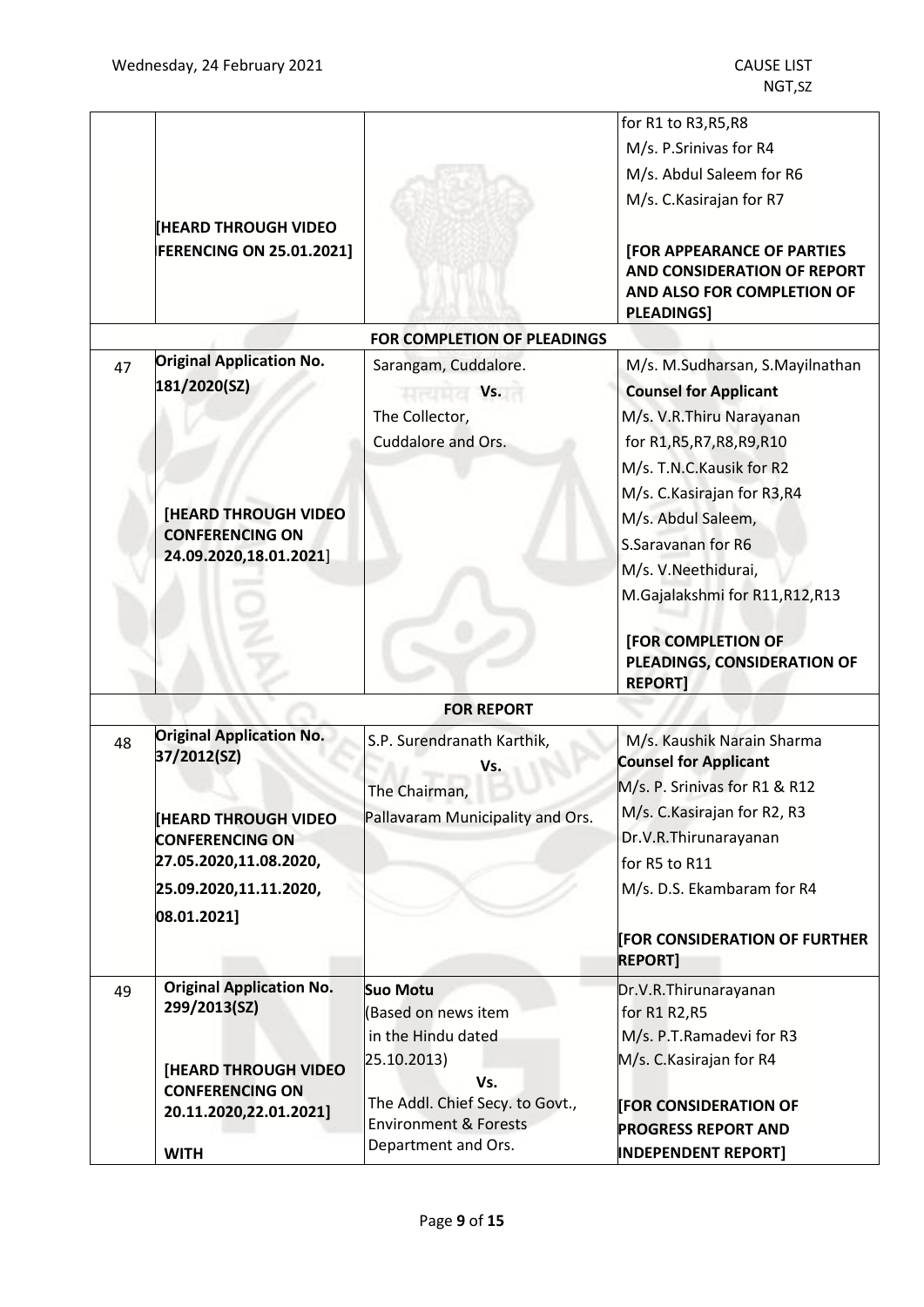| | | | |
|---|---|---|---|
| | [HEARD THROUGH VIDEO FERENCING ON 25.01.2021] | | for R1 to R3,R5,R8<br>M/s. P.Srinivas for R4<br>M/s. Abdul Saleem for R6<br>M/s. C.Kasirajan for R7<br><br>**[FOR APPEARANCE OF PARTIES AND CONSIDERATION OF REPORT AND ALSO FOR COMPLETION OF PLEADINGS]** |
| | | **FOR COMPLETION OF PLEADINGS** | |
| 47 | **Original Application No. 181/2020(SZ)**<br><br>**[HEARD THROUGH VIDEO CONFERENCING ON 24.09.2020,18.01.2021]** | Sarangam, Cuddalore.<br>**Vs.**<br>The Collector,<br>Cuddalore and Ors. | M/s. M.Sudharsan, S.Mayilnathan<br>**Counsel for Applicant**<br>M/s. V.R.Thiru Narayanan for R1,R5,R7,R8,R9,R10<br>M/s. T.N.C.Kausik for R2<br>M/s. C.Kasirajan for R3,R4<br>M/s. Abdul Saleem, S.Saravanan for R6<br>M/s. V.Neethidurai, M.Gajalakshmi for R11,R12,R13<br><br>**[FOR COMPLETION OF PLEADINGS, CONSIDERATION OF REPORT]** |
| | | **FOR REPORT** | |
| 48 | **Original Application No. 37/2012(SZ)**<br><br>**[HEARD THROUGH VIDEO CONFERENCING ON 27.05.2020,11.08.2020, 25.09.2020,11.11.2020, 08.01.2021]** | S.P. Surendranath Karthik,<br>**Vs.**<br>The Chairman,<br>Pallavaram Municipality and Ors. | M/s. Kaushik Narain Sharma<br>**Counsel for Applicant**<br>M/s. P. Srinivas for R1 & R12<br>M/s. C.Kasirajan for R2, R3<br>Dr.V.R.Thirunarayanan for R5 to R11<br>M/s. D.S. Ekambaram for R4<br><br>**[FOR CONSIDERATION OF FURTHER REPORT]** |
| 49 | **Original Application No. 299/2013(SZ)**<br><br>**[HEARD THROUGH VIDEO CONFERENCING ON 20.11.2020,22.01.2021]**<br><br>**WITH** | **Suo Motu**<br>(Based on news item in the Hindu dated 25.10.2013)<br>**Vs.**<br>The Addl. Chief Secy. to Govt., Environment & Forests Department and Ors. | Dr.V.R.Thirunarayanan for R1 R2,R5<br>M/s. P.T.Ramadevi for R3<br>M/s. C.Kasirajan for R4<br><br>**[FOR CONSIDERATION OF PROGRESS REPORT AND INDEPENDENT REPORT]** |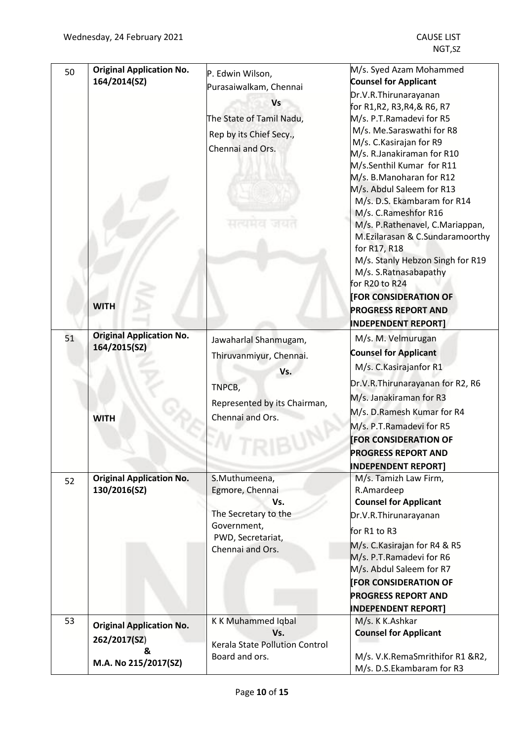| | | | |
|---|---|---|---|
| 50 | **Original Application No. 164/2014(SZ)**<br><br>**WITH** | P. Edwin Wilson,<br>Purasaiwalkam, Chennai<br>**Vs**<br>The State of Tamil Nadu,<br>Rep by its Chief Secy.,<br>Chennai and Ors. | M/s. Syed Azam Mohammed<br>**Counsel for Applicant**<br>Dr.V.R.Thirunarayanan for R1,R2, R3,R4,& R6, R7<br>M/s. P.T.Ramadevi for R5<br>M/s. Me.Saraswathi for R8<br>M/s. C.Kasirajan for R9<br>M/s. R.Janakiraman for R10<br>M/s.Senthil Kumar for R11<br>M/s. B.Manoharan for R12<br>M/s. Abdul Saleem for R13<br>M/s. D.S. Ekambaram for R14<br>M/s. C.Rameshfor R16<br>M/s. P.Rathenavel, C.Mariappan, M.Ezilarasan & C.Sundaramoorthy for R17, R18<br>M/s. Stanly Hebzon Singh for R19<br>M/s. S.Ratnasabapathy for R20 to R24<br>**[FOR CONSIDERATION OF PROGRESS REPORT AND INDEPENDENT REPORT]** |
| 51 | **Original Application No. 164/2015(SZ)**<br><br>**WITH** | Jawaharlal Shanmugam,<br>Thiruvanmiyur, Chennai.<br>**Vs.**<br>TNPCB,<br>Represented by its Chairman,<br>Chennai and Ors. | M/s. M. Velmurugan<br>**Counsel for Applicant**<br>M/s. C.Kasirajanfor R1<br>Dr.V.R.Thirunarayanan for R2, R6<br>M/s. Janakiraman for R3<br>M/s. D.Ramesh Kumar for R4<br>M/s. P.T.Ramadevi for R5<br>**[FOR CONSIDERATION OF PROGRESS REPORT AND INDEPENDENT REPORT]** |
| 52 | **Original Application No. 130/2016(SZ)** | S.Muthumeena,<br>Egmore, Chennai<br>**Vs.**<br>The Secretary to the Government,<br>PWD, Secretariat,<br>Chennai and Ors. | M/s. Tamizh Law Firm, R.Amardeep<br>**Counsel for Applicant**<br>Dr.V.R.Thirunarayanan for R1 to R3<br>M/s. C.Kasirajan for R4 & R5<br>M/s. P.T.Ramadevi for R6<br>M/s. Abdul Saleem for R7<br>**[FOR CONSIDERATION OF PROGRESS REPORT AND INDEPENDENT REPORT]** |
| 53 | **Original Application No. 262/2017(SZ)<br>&<br>M.A. No 215/2017(SZ)** | K K Muhammed Iqbal<br>**Vs.**<br>Kerala State Pollution Control Board and ors. | M/s. K K.Ashkar<br>**Counsel for Applicant**<br><br>M/s. V.K.RemaSmrithifor R1 &R2,<br>M/s. D.S.Ekambaram for R3 |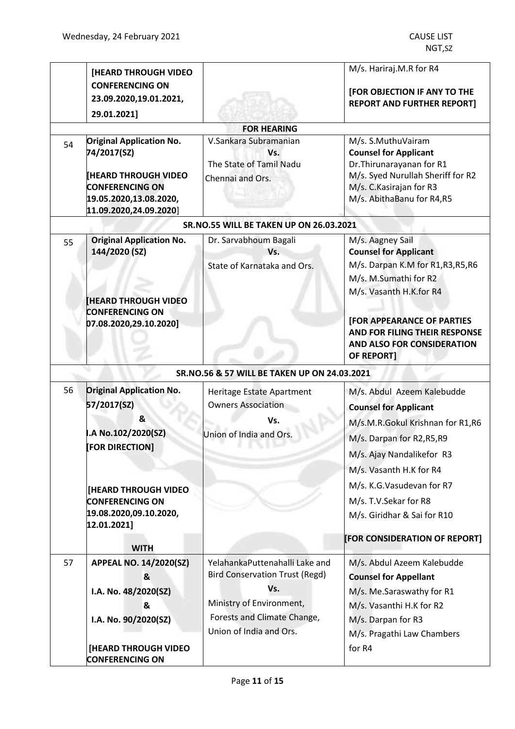| | | | |
|---|---|---|---|
| | [HEARD THROUGH VIDEO CONFERENCING ON 23.09.2020,19.01.2021, 29.01.2021] | | M/s. Hariraj.M.R for R4<br><br>**[FOR OBJECTION IF ANY TO THE REPORT AND FURTHER REPORT]** |
| | | **FOR HEARING** | |
| 54 | **Original Application No. 74/2017(SZ)**<br><br>**[HEARD THROUGH VIDEO CONFERENCING ON 19.05.2020,13.08.2020, 11.09.2020,24.09.2020]** | V.Sankara Subramanian<br>**Vs.**<br>The State of Tamil Nadu Chennai and Ors. | M/s. S.MuthuVairam<br>**Counsel for Applicant**<br>Dr.Thirunarayanan for R1<br>M/s. Syed Nurullah Sheriff for R2<br>M/s. C.Kasirajan for R3<br>M/s. AbithaBanu for R4,R5 |
| | | **SR.NO.55 WILL BE TAKEN UP ON 26.03.2021** | |
| 55 | **Original Application No. 144/2020 (SZ)**<br><br>**[HEARD THROUGH VIDEO CONFERENCING ON 07.08.2020,29.10.2020]** | Dr. Sarvabhoum Bagali<br>**Vs.**<br>State of Karnataka and Ors. | M/s. Aagney Sail<br>**Counsel for Applicant**<br>M/s. Darpan K.M for R1,R3,R5,R6<br>M/s. M.Sumathi for R2<br>M/s. Vasanth H.K.for R4<br><br>**[FOR APPEARANCE OF PARTIES AND FOR FILING THEIR RESPONSE AND ALSO FOR CONSIDERATION OF REPORT]** |
| | | **SR.NO.56 & 57 WILL BE TAKEN UP ON 24.03.2021** | |
| 56 | **Original Application No. 57/2017(SZ)**<br>**&**<br>**I.A No.102/2020(SZ)**<br>**[FOR DIRECTION]**<br><br>**[HEARD THROUGH VIDEO CONFERENCING ON 19.08.2020,09.10.2020, 12.01.2021]**<br><br>**WITH** | Heritage Estate Apartment Owners Association<br>**Vs.**<br>Union of India and Ors. | M/s. Abdul Azeem Kalebudde<br>**Counsel for Applicant**<br>M/s.M.R.Gokul Krishnan for R1,R6<br>M/s. Darpan for R2,R5,R9<br>M/s. Ajay Nandalikefor R3<br>M/s. Vasanth H.K for R4<br>M/s. K.G.Vasudevan for R7<br>M/s. T.V.Sekar for R8<br>M/s. Giridhar & Sai for R10<br><br>**[FOR CONSIDERATION OF REPORT]** |
| 57 | **APPEAL NO. 14/2020(SZ)**<br>**&**<br>**I.A. No. 48/2020(SZ)**<br>**&**<br>**I.A. No. 90/2020(SZ)**<br><br>**[HEARD THROUGH VIDEO CONFERENCING ON** | YelahankaPuttenahalli Lake and Bird Conservation Trust (Regd)<br>**Vs.**<br>Ministry of Environment, Forests and Climate Change, Union of India and Ors. | M/s. Abdul Azeem Kalebudde<br>**Counsel for Appellant**<br>M/s. Me.Saraswathy for R1<br>M/s. Vasanthi H.K for R2<br>M/s. Darpan for R3<br>M/s. Pragathi Law Chambers for R4 |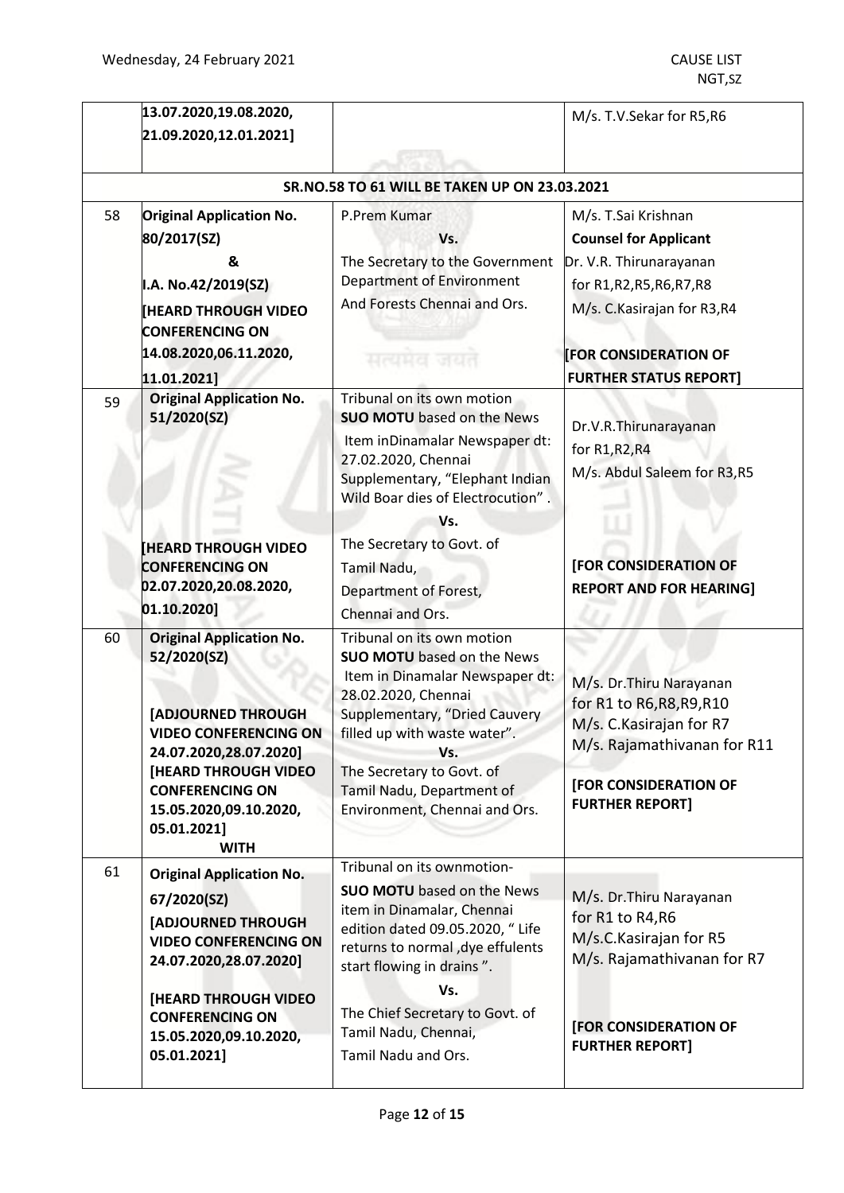| | | | |
|---|---|---|---|
| | 13.07.2020,19.08.2020, 21.09.2020,12.01.2021] | | M/s. T.V.Sekar for R5,R6 |
| | | **SR.NO.58 TO 61 WILL BE TAKEN UP ON 23.03.2021** | |
| 58 | **Original Application No. 80/2017(SZ)** **&** **I.A. No.42/2019(SZ)** **[HEARD THROUGH VIDEO CONFERENCING ON 14.08.2020,06.11.2020, 11.01.2021]** | P.Prem Kumar **Vs.** The Secretary to the Government Department of Environment And Forests Chennai and Ors. | M/s. T.Sai Krishnan **Counsel for Applicant** Dr. V.R. Thirunarayanan for R1,R2,R5,R6,R7,R8 M/s. C.Kasirajan for R3,R4 **[FOR CONSIDERATION OF FURTHER STATUS REPORT]** |
| 59 | **Original Application No. 51/2020(SZ)** **[HEARD THROUGH VIDEO CONFERENCING ON 02.07.2020,20.08.2020, 01.10.2020]** | Tribunal on its own motion **SUO MOTU** based on the News Item inDinamalar Newspaper dt: 27.02.2020, Chennai Supplementary, "Elephant Indian Wild Boar dies of Electrocution". **Vs.** The Secretary to Govt. of Tamil Nadu, Department of Forest, Chennai and Ors. | Dr.V.R.Thirunarayanan for R1,R2,R4 M/s. Abdul Saleem for R3,R5 **[FOR CONSIDERATION OF REPORT AND FOR HEARING]** |
| 60 | **Original Application No. 52/2020(SZ)** **[ADJOURNED THROUGH VIDEO CONFERENCING ON 24.07.2020,28.07.2020]** **[HEARD THROUGH VIDEO CONFERENCING ON 15.05.2020,09.10.2020, 05.01.2021]** **WITH** | Tribunal on its own motion **SUO MOTU** based on the News Item in Dinamalar Newspaper dt: 28.02.2020, Chennai Supplementary, "Dried Cauvery filled up with waste water". **Vs.** The Secretary to Govt. of Tamil Nadu, Department of Environment, Chennai and Ors. | M/s. Dr.Thiru Narayanan for R1 to R6,R8,R9,R10 M/s. C.Kasirajan for R7 M/s. Rajamathivanan for R11 **[FOR CONSIDERATION OF FURTHER REPORT]** |
| 61 | **Original Application No. 67/2020(SZ)** **[ADJOURNED THROUGH VIDEO CONFERENCING ON 24.07.2020,28.07.2020]** **[HEARD THROUGH VIDEO CONFERENCING ON 15.05.2020,09.10.2020, 05.01.2021]** | Tribunal on its ownmotion- **SUO MOTU** based on the News item in Dinamalar, Chennai edition dated 09.05.2020, " Life returns to normal ,dye effulents start flowing in drains ". **Vs.** The Chief Secretary to Govt. of Tamil Nadu, Chennai, Tamil Nadu and Ors. | M/s. Dr.Thiru Narayanan for R1 to R4,R6 M/s.C.Kasirajan for R5 M/s. Rajamathivanan for R7 **[FOR CONSIDERATION OF FURTHER REPORT]** |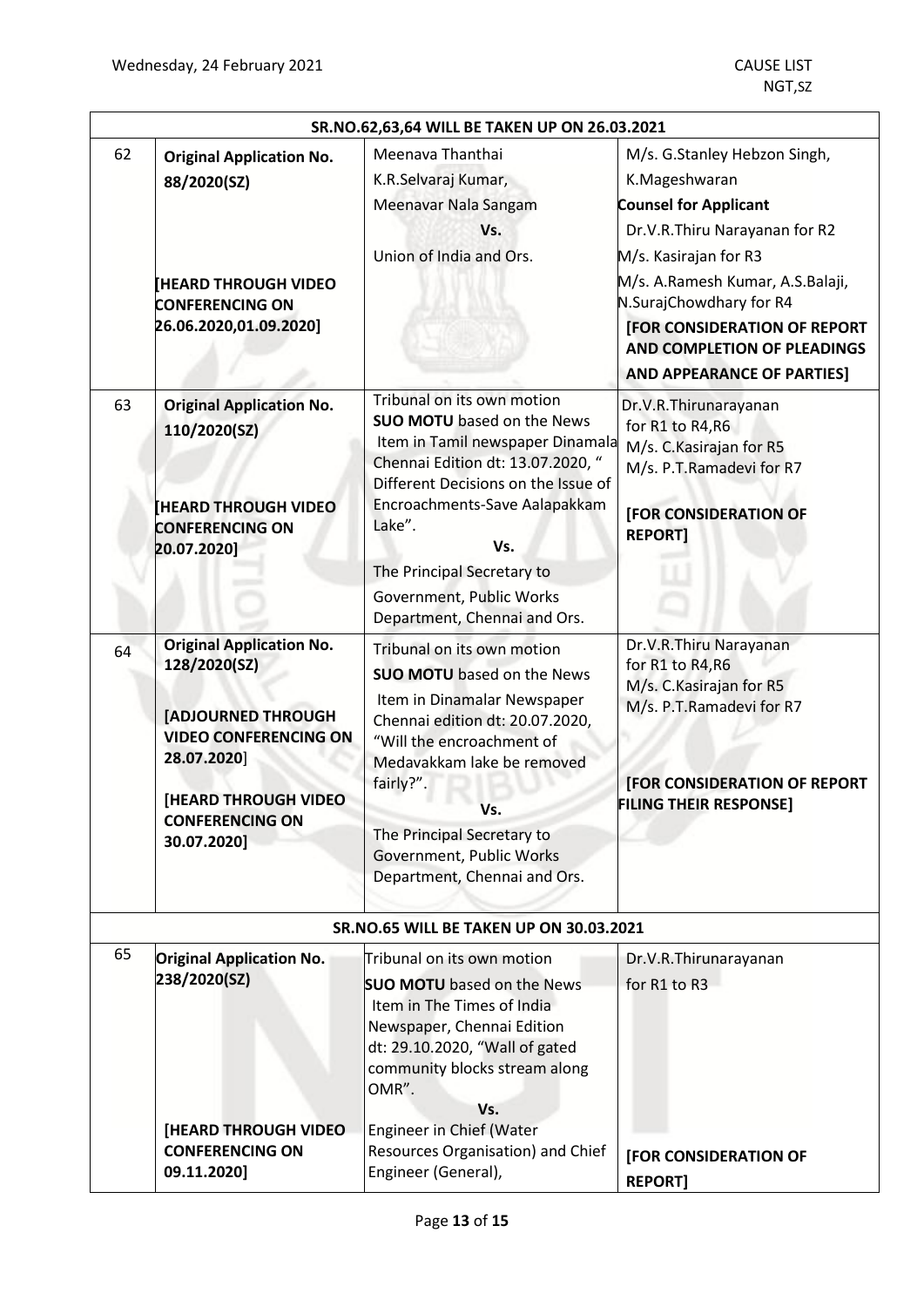| | | | |
|---|---|---|---|
| **SR.NO.62,63,64 WILL BE TAKEN UP ON 26.03.2021** | | | |
| 62 | **Original Application No. 88/2020(SZ)**<br><br>**[HEARD THROUGH VIDEO CONFERENCING ON 26.06.2020,01.09.2020]** | Meenava Thanthai<br>K.R.Selvaraj Kumar,<br>Meenavar Nala Sangam<br>**Vs.**<br>Union of India and Ors. | M/s. G.Stanley Hebzon Singh,<br>K.Mageshwaran<br>**Counsel for Applicant**<br>Dr.V.R.Thiru Narayanan for R2<br>M/s. Kasirajan for R3<br>M/s. A.Ramesh Kumar, A.S.Balaji, N.SurajChowdhary for R4<br>**[FOR CONSIDERATION OF REPORT AND COMPLETION OF PLEADINGS AND APPEARANCE OF PARTIES]** |
| 63 | **Original Application No. 110/2020(SZ)**<br><br>**[HEARD THROUGH VIDEO CONFERENCING ON 20.07.2020]** | Tribunal on its own motion<br>**SUO MOTU** based on the News Item in Tamil newspaper Dinamala Chennai Edition dt: 13.07.2020, " Different Decisions on the Issue of Encroachments-Save Aalapakkam Lake".<br>**Vs.**<br>The Principal Secretary to Government, Public Works Department, Chennai and Ors. | Dr.V.R.Thirunarayanan for R1 to R4,R6<br>M/s. C.Kasirajan for R5<br>M/s. P.T.Ramadevi for R7<br><br>**[FOR CONSIDERATION OF REPORT]** |
| 64 | **Original Application No. 128/2020(SZ)**<br><br>**[ADJOURNED THROUGH VIDEO CONFERENCING ON 28.07.2020]**<br><br>**[HEARD THROUGH VIDEO CONFERENCING ON 30.07.2020]** | Tribunal on its own motion<br>**SUO MOTU** based on the News Item in Dinamalar Newspaper Chennai edition dt: 20.07.2020, "Will the encroachment of Medavakkam lake be removed fairly?".<br>**Vs.**<br>The Principal Secretary to Government, Public Works Department, Chennai and Ors. | Dr.V.R.Thiru Narayanan for R1 to R4,R6<br>M/s. C.Kasirajan for R5<br>M/s. P.T.Ramadevi for R7<br><br>**[FOR CONSIDERATION OF REPORT FILING THEIR RESPONSE]** |
| **SR.NO.65 WILL BE TAKEN UP ON 30.03.2021** | | | |
| 65 | **Original Application No. 238/2020(SZ)**<br><br>**[HEARD THROUGH VIDEO CONFERENCING ON 09.11.2020]** | Tribunal on its own motion<br>**SUO MOTU** based on the News Item in The Times of India Newspaper, Chennai Edition dt: 29.10.2020, "Wall of gated community blocks stream along OMR".<br>**Vs.**<br>Engineer in Chief (Water Resources Organisation) and Chief Engineer (General), | Dr.V.R.Thirunarayanan for R1 to R3<br><br>**[FOR CONSIDERATION OF REPORT]** |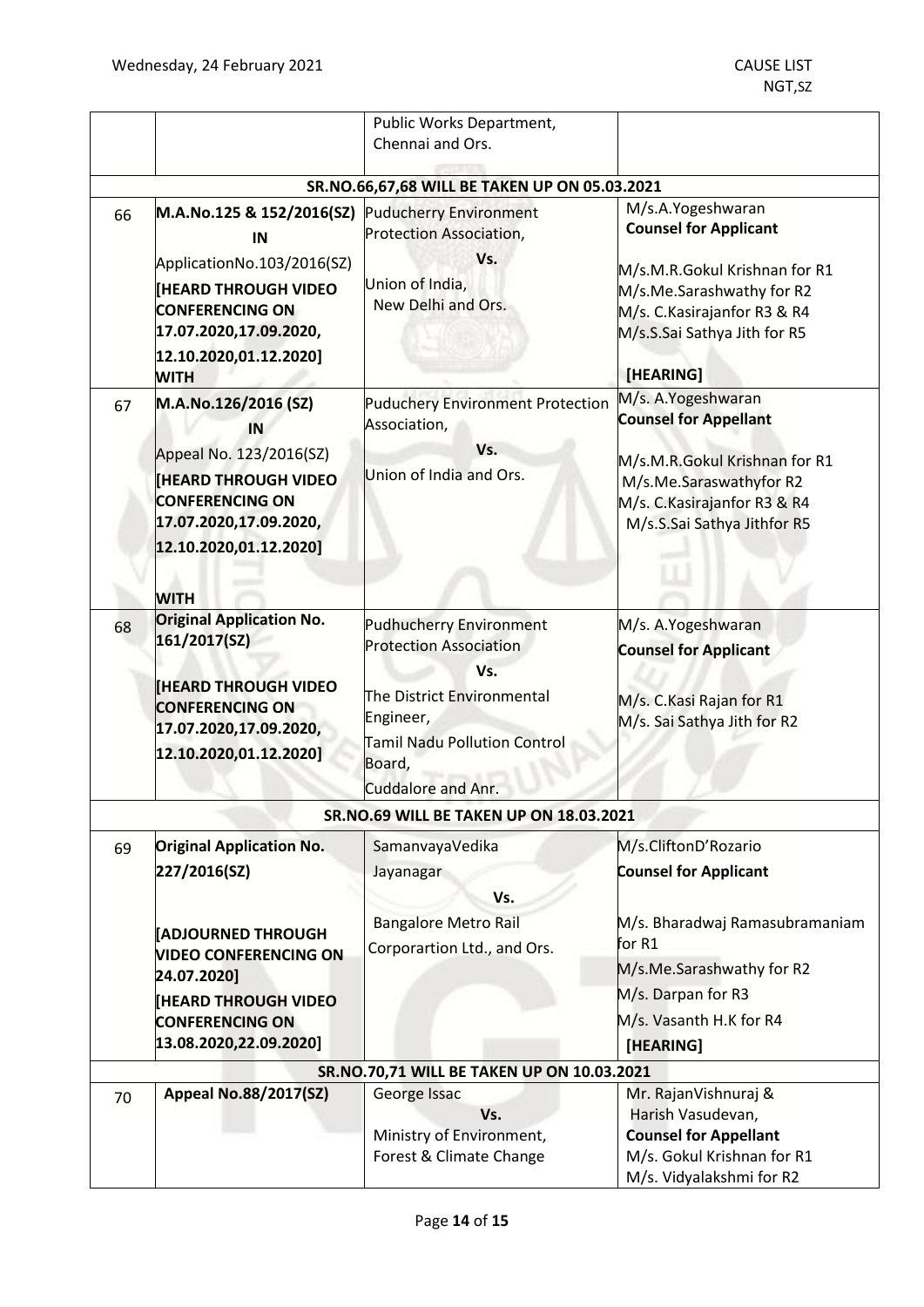| | | | |
|---|---|---|---|
| | | Public Works Department, Chennai and Ors. | |
| | **SR.NO.66,67,68 WILL BE TAKEN UP ON 05.03.2021** | | |
| 66 | **M.A.No.125 & 152/2016(SZ) IN** ApplicationNo.103/2016(SZ) **[HEARD THROUGH VIDEO CONFERENCING ON 17.07.2020,17.09.2020, 12.10.2020,01.12.2020] WITH** | Puducherry Environment Protection Association, **Vs.** Union of India, New Delhi and Ors. | M/s.A.Yogeshwaran **Counsel for Applicant** M/s.M.R.Gokul Krishnan for R1 M/s.Me.Sarashwathy for R2 M/s. C.Kasirajanfor R3 & R4 M/s.S.Sai Sathya Jith for R5 **[HEARING]** |
| 67 | **M.A.No.126/2016 (SZ) IN** Appeal No. 123/2016(SZ) **[HEARD THROUGH VIDEO CONFERENCING ON 17.07.2020,17.09.2020, 12.10.2020,01.12.2020] WITH** | Puduchery Environment Protection Association, **Vs.** Union of India and Ors. | M/s. A.Yogeshwaran **Counsel for Appellant** M/s.M.R.Gokul Krishnan for R1 M/s.Me.Saraswathyfor R2 M/s. C.Kasirajanfor R3 & R4 M/s.S.Sai Sathya Jithfor R5 |
| 68 | **Original Application No. 161/2017(SZ) [HEARD THROUGH VIDEO CONFERENCING ON 17.07.2020,17.09.2020, 12.10.2020,01.12.2020]** | Pudhucherry Environment Protection Association **Vs.** The District Environmental Engineer, Tamil Nadu Pollution Control Board, Cuddalore and Anr. | M/s. A.Yogeshwaran **Counsel for Applicant** M/s. C.Kasi Rajan for R1 M/s. Sai Sathya Jith for R2 |
| | **SR.NO.69 WILL BE TAKEN UP ON 18.03.2021** | | |
| 69 | **Original Application No. 227/2016(SZ) [ADJOURNED THROUGH VIDEO CONFERENCING ON 24.07.2020] [HEARD THROUGH VIDEO CONFERENCING ON 13.08.2020,22.09.2020]** | SamanvayaVedika Jayanagar **Vs.** Bangalore Metro Rail Corporartion Ltd., and Ors. | M/s.CliftonD'Rozario **Counsel for Applicant** M/s. Bharadwaj Ramasubramaniam for R1 M/s.Me.Sarashwathy for R2 M/s. Darpan for R3 M/s. Vasanth H.K for R4 **[HEARING]** |
| | **SR.NO.70,71 WILL BE TAKEN UP ON 10.03.2021** | | |
| 70 | **Appeal No.88/2017(SZ)** | George Issac **Vs.** Ministry of Environment, Forest & Climate Change | Mr. RajanVishnuraj & Harish Vasudevan, **Counsel for Appellant** M/s. Gokul Krishnan for R1 M/s. Vidyalakshmi for R2 |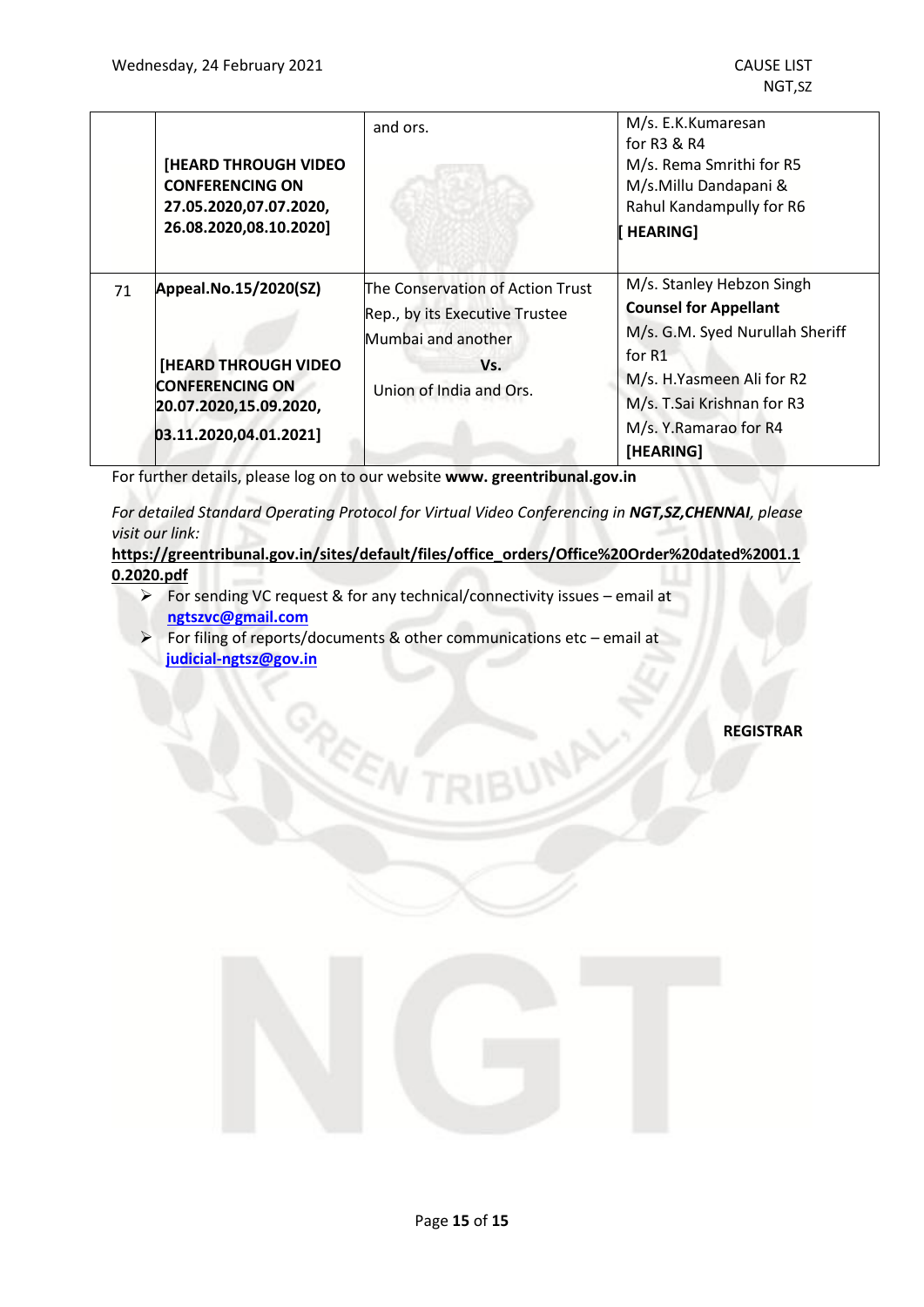| | | | |
|---|---|---|---|
| | [HEARD THROUGH VIDEO CONFERENCING ON 27.05.2020,07.07.2020, 26.08.2020,08.10.2020] | and ors. | M/s. E.K.Kumaresan for R3 & R4<br>M/s. Rema Smrithi for R5<br>M/s.Millu Dandapani & Rahul Kandampully for R6<br>**[ HEARING]** |
| 71 | **Appeal.No.15/2020(SZ)**<br><br>**[HEARD THROUGH VIDEO CONFERENCING ON 20.07.2020,15.09.2020, 03.11.2020,04.01.2021]** | The Conservation of Action Trust Rep., by its Executive Trustee Mumbai and another<br>**Vs.**<br>Union of India and Ors. | M/s. Stanley Hebzon Singh<br>**Counsel for Appellant**<br>M/s. G.M. Syed Nurullah Sheriff for R1<br>M/s. H.Yasmeen Ali for R2<br>M/s. T.Sai Krishnan for R3<br>M/s. Y.Ramarao for R4<br>**[HEARING]** |

For further details, please log on to our website **www. greentribunal.gov.in**

*For detailed Standard Operating Protocol for Virtual Video Conferencing in **NGT,SZ,CHENNAI**, please visit our link:*

**https://greentribunal.gov.in/sites/default/files/office_orders/Office%20Order%20dated%2001.10.2020.pdf**

- For sending VC request & for any technical/connectivity issues – email at **ngtszvc@gmail.com**
- For filing of reports/documents & other communications etc – email at **judicial-ngtsz@gov.in**

**REGISTRAR**